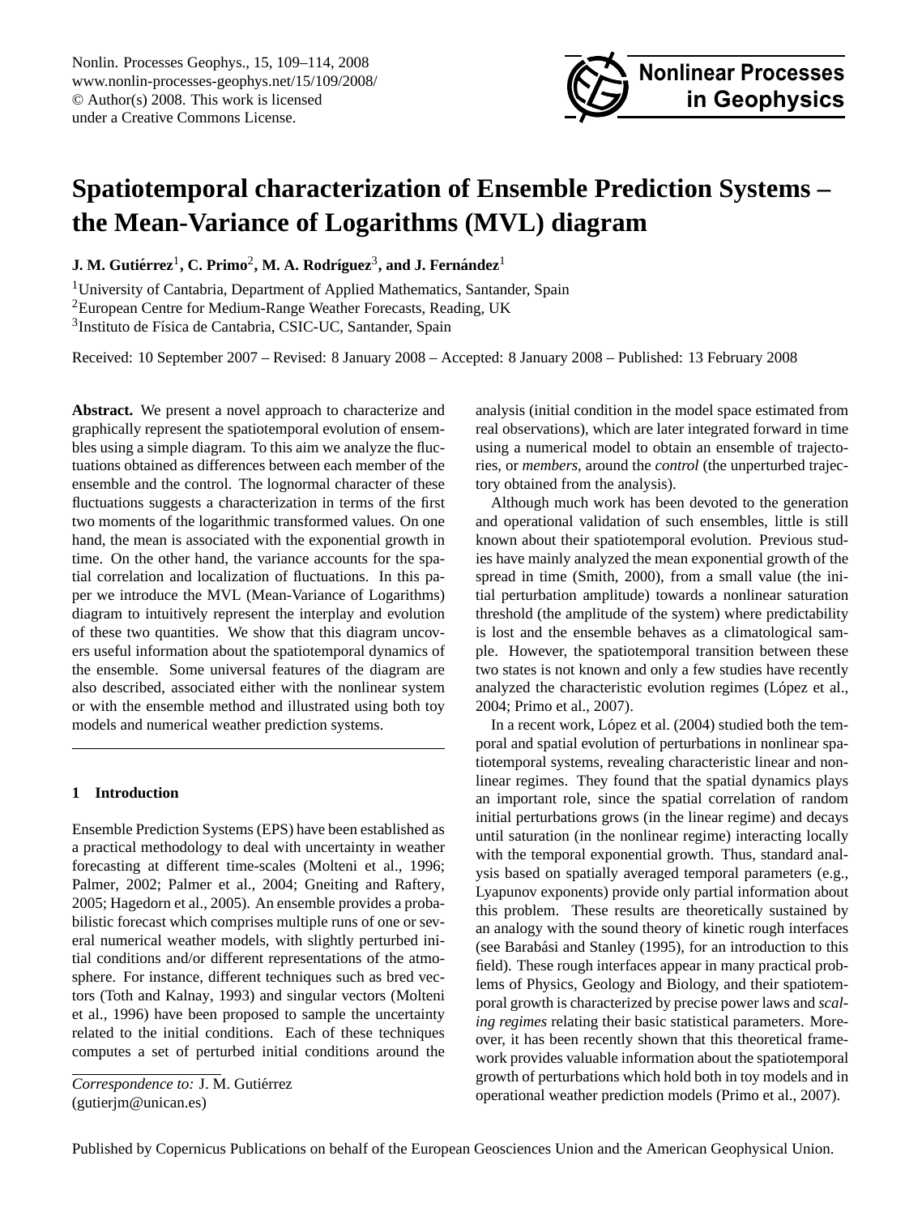# Spatiotemporal characterization of Ensemble Prediction Systems – the Mean-Variance of Logarithms (MVL) diagram

**J. M. Gutiérrez**[1], **C. Primo**[2], **M. A. Rodríguez**[3], **and J. Fernández**[1]

[1]University of Cantabria, Department of Applied Mathematics, Santander, Spain

[2]European Centre for Medium-Range Weather Forecasts, Reading, UK

[3]Instituto de Física de Cantabria, CSIC-UC, Santander, Spain

Received: 10 September 2007 – Revised: 8 January 2008 – Accepted: 8 January 2008 – Published: 13 February 2008

**Abstract.** We present a novel approach to characterize and graphically represent the spatiotemporal evolution of ensembles using a simple diagram. To this aim we analyze the fluctuations obtained as differences between each member of the ensemble and the control. The lognormal character of these fluctuations suggests a characterization in terms of the first two moments of the logarithmic transformed values. On one hand, the mean is associated with the exponential growth in time. On the other hand, the variance accounts for the spatial correlation and localization of fluctuations. In this paper we introduce the MVL (Mean-Variance of Logarithms) diagram to intuitively represent the interplay and evolution of these two quantities. We show that this diagram uncovers useful information about the spatiotemporal dynamics of the ensemble. Some universal features of the diagram are also described, associated either with the nonlinear system or with the ensemble method and illustrated using both toy models and numerical weather prediction systems.

## 1 Introduction

Ensemble Prediction Systems (EPS) have been established as a practical methodology to deal with uncertainty in weather forecasting at different time-scales (Molteni et al., 1996; Palmer, 2002; Palmer et al., 2004; Gneiting and Raftery, 2005; Hagedorn et al., 2005). An ensemble provides a probabilistic forecast which comprises multiple runs of one or several numerical weather models, with slightly perturbed initial conditions and/or different representations of the atmosphere. For instance, different techniques such as bred vectors (Toth and Kalnay, 1993) and singular vectors (Molteni et al., 1996) have been proposed to sample the uncertainty related to the initial conditions. Each of these techniques computes a set of perturbed initial conditions around the analysis (initial condition in the model space estimated from real observations), which are later integrated forward in time using a numerical model to obtain an ensemble of trajectories, or *members*, around the *control* (the unperturbed trajectory obtained from the analysis).

Although much work has been devoted to the generation and operational validation of such ensembles, little is still known about their spatiotemporal evolution. Previous studies have mainly analyzed the mean exponential growth of the spread in time (Smith, 2000), from a small value (the initial perturbation amplitude) towards a nonlinear saturation threshold (the amplitude of the system) where predictability is lost and the ensemble behaves as a climatological sample. However, the spatiotemporal transition between these two states is not known and only a few studies have recently analyzed the characteristic evolution regimes (López et al., 2004; Primo et al., 2007).

In a recent work, López et al. (2004) studied both the temporal and spatial evolution of perturbations in nonlinear spatiotemporal systems, revealing characteristic linear and nonlinear regimes. They found that the spatial dynamics plays an important role, since the spatial correlation of random initial perturbations grows (in the linear regime) and decays until saturation (in the nonlinear regime) interacting locally with the temporal exponential growth. Thus, standard analysis based on spatially averaged temporal parameters (e.g., Lyapunov exponents) provide only partial information about this problem. These results are theoretically sustained by an analogy with the sound theory of kinetic rough interfaces (see Barabási and Stanley (1995), for an introduction to this field). These rough interfaces appear in many practical problems of Physics, Geology and Biology, and their spatiotemporal growth is characterized by precise power laws and *scaling regimes* relating their basic statistical parameters. Moreover, it has been recently shown that this theoretical framework provides valuable information about the spatiotemporal growth of perturbations which hold both in toy models and in operational weather prediction models (Primo et al., 2007).

*Correspondence to:* J. M. Gutiérrez (gutierjm@unican.es)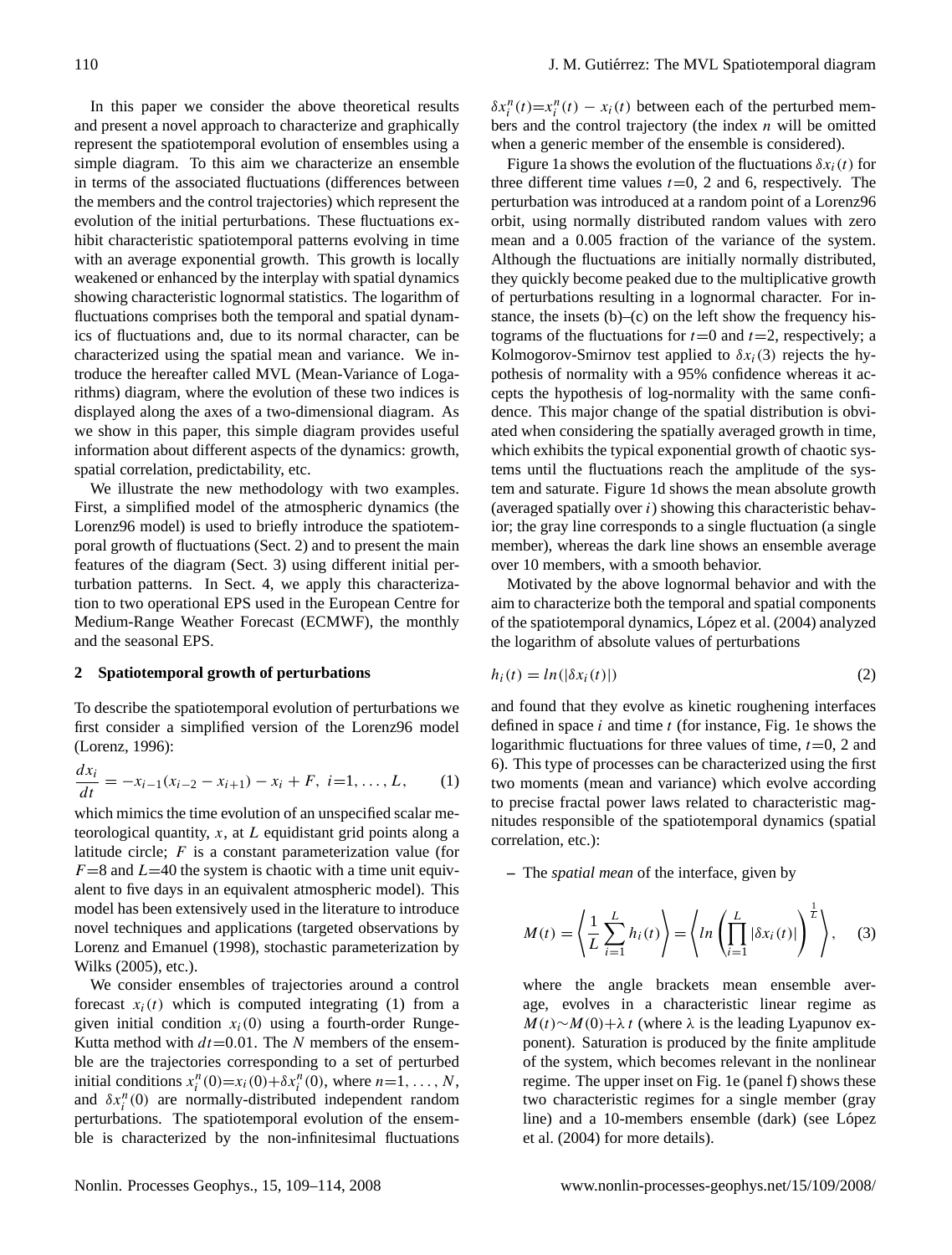In this paper we consider the above theoretical results and present a novel approach to characterize and graphically represent the spatiotemporal evolution of ensembles using a simple diagram. To this aim we characterize an ensemble in terms of the associated fluctuations (differences between the members and the control trajectories) which represent the evolution of the initial perturbations. These fluctuations exhibit characteristic spatiotemporal patterns evolving in time with an average exponential growth. This growth is locally weakened or enhanced by the interplay with spatial dynamics showing characteristic lognormal statistics. The logarithm of fluctuations comprises both the temporal and spatial dynamics of fluctuations and, due to its normal character, can be characterized using the spatial mean and variance. We introduce the hereafter called MVL (Mean-Variance of Logarithms) diagram, where the evolution of these two indices is displayed along the axes of a two-dimensional diagram. As we show in this paper, this simple diagram provides useful information about different aspects of the dynamics: growth, spatial correlation, predictability, etc.

We illustrate the new methodology with two examples. First, a simplified model of the atmospheric dynamics (the Lorenz96 model) is used to briefly introduce the spatiotemporal growth of fluctuations (Sect. 2) and to present the main features of the diagram (Sect. 3) using different initial perturbation patterns. In Sect. 4, we apply this characterization to two operational EPS used in the European Centre for Medium-Range Weather Forecast (ECMWF), the monthly and the seasonal EPS.

## 2 Spatiotemporal growth of perturbations

To describe the spatiotemporal evolution of perturbations we first consider a simplified version of the Lorenz96 model (Lorenz, 1996):

$$\frac{dx_i}{dt} = -x_{i-1}(x_{i-2} - x_{i+1}) - x_i + F, \; i=1, \ldots, L, \qquad (1)$$

which mimics the time evolution of an unspecified scalar meteorological quantity, $x$, at $L$ equidistant grid points along a latitude circle; $F$ is a constant parameterization value (for $F$=8 and $L$=40 the system is chaotic with a time unit equivalent to five days in an equivalent atmospheric model). This model has been extensively used in the literature to introduce novel techniques and applications (targeted observations by Lorenz and Emanuel (1998), stochastic parameterization by Wilks (2005), etc.).

We consider ensembles of trajectories around a control forecast $x_i(t)$ which is computed integrating (1) from a given initial condition $x_i(0)$ using a fourth-order Runge-Kutta method with $dt$=0.01. The $N$ members of the ensemble are the trajectories corresponding to a set of perturbed initial conditions $x_i^n(0)=x_i(0)+\delta x_i^n(0)$, where $n=1, \ldots, N$, and $\delta x_i^n(0)$ are normally-distributed independent random perturbations. The spatiotemporal evolution of the ensemble is characterized by the non-infinitesimal fluctuations $\delta x_i^n(t)=x_i^n(t) - x_i(t)$ between each of the perturbed members and the control trajectory (the index $n$ will be omitted when a generic member of the ensemble is considered).

Figure 1a shows the evolution of the fluctuations $\delta x_i(t)$ for three different time values $t$=0, 2 and 6, respectively. The perturbation was introduced at a random point of a Lorenz96 orbit, using normally distributed random values with zero mean and a 0.005 fraction of the variance of the system. Although the fluctuations are initially normally distributed, they quickly become peaked due to the multiplicative growth of perturbations resulting in a lognormal character. For instance, the insets (b)–(c) on the left show the frequency histograms of the fluctuations for $t$=0 and $t$=2, respectively; a Kolmogorov-Smirnov test applied to $\delta x_i(3)$ rejects the hypothesis of normality with a 95% confidence whereas it accepts the hypothesis of log-normality with the same confidence. This major change of the spatial distribution is obviated when considering the spatially averaged growth in time, which exhibits the typical exponential growth of chaotic systems until the fluctuations reach the amplitude of the system and saturate. Figure 1d shows the mean absolute growth (averaged spatially over $i$) showing this characteristic behavior; the gray line corresponds to a single fluctuation (a single member), whereas the dark line shows an ensemble average over 10 members, with a smooth behavior.

Motivated by the above lognormal behavior and with the aim to characterize both the temporal and spatial components of the spatiotemporal dynamics, López et al. (2004) analyzed the logarithm of absolute values of perturbations

$$h_i(t) = ln(|\delta x_i(t)|) \qquad (2)$$

and found that they evolve as kinetic roughening interfaces defined in space $i$ and time $t$ (for instance, Fig. 1e shows the logarithmic fluctuations for three values of time, $t$=0, 2 and 6). This type of processes can be characterized using the first two moments (mean and variance) which evolve according to precise fractal power laws related to characteristic magnitudes responsible of the spatiotemporal dynamics (spatial correlation, etc.):

– The *spatial mean* of the interface, given by

$$M(t) = \left\langle \frac{1}{L} \sum_{i=1}^{L} h_i(t) \right\rangle = \left\langle ln \left( \prod_{i=1}^{L} |\delta x_i(t)| \right)^{\frac{1}{L}} \right\rangle, \qquad (3)$$

where the angle brackets mean ensemble average, evolves in a characteristic linear regime as $M(t) \sim M(0) + \lambda\, t$ (where $\lambda$ is the leading Lyapunov exponent). Saturation is produced by the finite amplitude of the system, which becomes relevant in the nonlinear regime. The upper inset on Fig. 1e (panel f) shows these two characteristic regimes for a single member (gray line) and a 10-members ensemble (dark) (see López et al. (2004) for more details).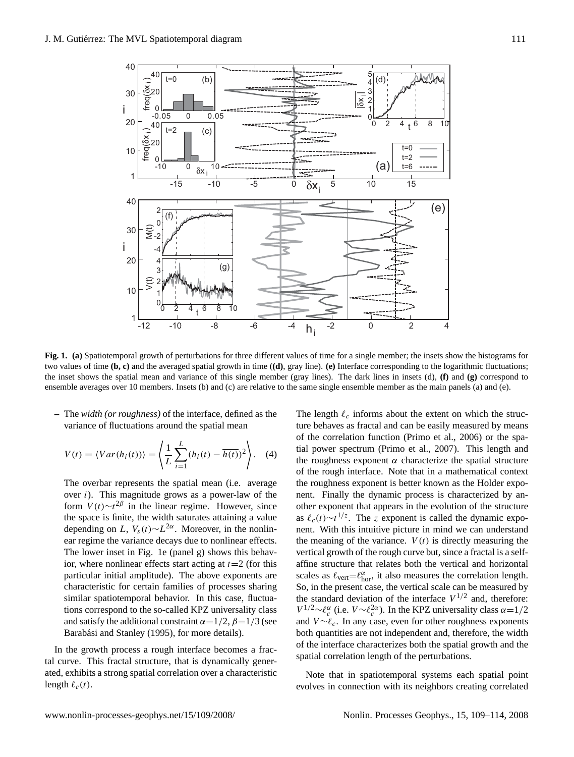**Fig. 1. (a)** Spatiotemporal growth of perturbations for three different values of time for a single member; the insets show the histograms for two values of time **(b, c)** and the averaged spatial growth in time (**(d)**, gray line). **(e)** Interface corresponding to the logarithmic fluctuations; the inset shows the spatial mean and variance of this single member (gray lines). The dark lines in insets (d), **(f)** and **(g)** correspond to ensemble averages over 10 members. Insets (b) and (c) are relative to the same single ensemble member as the main panels (a) and (e).

– The *width (or roughness)* of the interface, defined as the variance of fluctuations around the spatial mean

$$V(t) = \langle Var(h_i(t)) \rangle = \left\langle \frac{1}{L} \sum_{i=1}^{L} (h_i(t) - \overline{h(t)})^2 \right\rangle. \quad (4)$$

The overbar represents the spatial mean (i.e. average over $i$). This magnitude grows as a power-law of the form $V(t) \sim t^{2\beta}$ in the linear regime. However, since the space is finite, the width saturates attaining a value depending on $L$, $V_s(t) \sim L^{2\alpha}$. Moreover, in the nonlinear regime the variance decays due to nonlinear effects. The lower inset in Fig. 1e (panel g) shows this behavior, where nonlinear effects start acting at $t=2$ (for this particular initial amplitude). The above exponents are characteristic for certain families of processes sharing similar spatiotemporal behavior. In this case, fluctuations correspond to the so-called KPZ universality class and satisfy the additional constraint $\alpha=1/2$, $\beta=1/3$ (see Barabási and Stanley (1995), for more details).

In the growth process a rough interface becomes a fractal curve. This fractal structure, that is dynamically generated, exhibits a strong spatial correlation over a characteristic length $\ell_c(t)$.

The length $\ell_c$ informs about the extent on which the structure behaves as fractal and can be easily measured by means of the correlation function (Primo et al., 2006) or the spatial power spectrum (Primo et al., 2007). This length and the roughness exponent $\alpha$ characterize the spatial structure of the rough interface. Note that in a mathematical context the roughness exponent is better known as the Holder exponent. Finally the dynamic process is characterized by another exponent that appears in the evolution of the structure as $\ell_c(t) \sim t^{1/z}$. The $z$ exponent is called the dynamic exponent. With this intuitive picture in mind we can understand the meaning of the variance. $V(t)$ is directly measuring the vertical growth of the rough curve but, since a fractal is a self-affine structure that relates both the vertical and horizontal scales as $\ell_{\text{vert}} = \ell_{\text{hor}}^{\alpha}$, it also measures the correlation length. So, in the present case, the vertical scale can be measured by the standard deviation of the interface $V^{1/2}$ and, therefore: $V^{1/2} \sim \ell_c^{\alpha}$ (i.e. $V \sim \ell_c^{2\alpha}$). In the KPZ universality class $\alpha=1/2$ and $V \sim \ell_c$. In any case, even for other roughness exponents both quantities are not independent and, therefore, the width of the interface characterizes both the spatial growth and the spatial correlation length of the perturbations.

Note that in spatiotemporal systems each spatial point evolves in connection with its neighbors creating correlated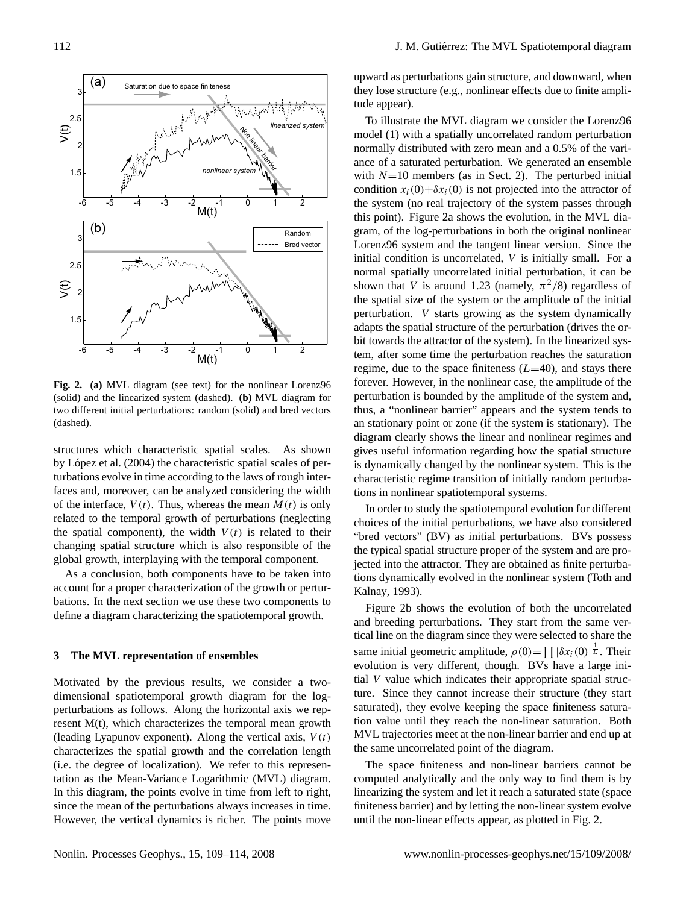**Fig. 2. (a)** MVL diagram (see text) for the nonlinear Lorenz96 (solid) and the linearized system (dashed). **(b)** MVL diagram for two different initial perturbations: random (solid) and bred vectors (dashed).

structures which characteristic spatial scales. As shown by López et al. (2004) the characteristic spatial scales of perturbations evolve in time according to the laws of rough interfaces and, moreover, can be analyzed considering the width of the interface, $V(t)$. Thus, whereas the mean $M(t)$ is only related to the temporal growth of perturbations (neglecting the spatial component), the width $V(t)$ is related to their changing spatial structure which is also responsible of the global growth, interplaying with the temporal component.

As a conclusion, both components have to be taken into account for a proper characterization of the growth or perturbations. In the next section we use these two components to define a diagram characterizing the spatiotemporal growth.

## 3 The MVL representation of ensembles

Motivated by the previous results, we consider a two-dimensional spatiotemporal growth diagram for the log-perturbations as follows. Along the horizontal axis we represent M(t), which characterizes the temporal mean growth (leading Lyapunov exponent). Along the vertical axis, $V(t)$ characterizes the spatial growth and the correlation length (i.e. the degree of localization). We refer to this representation as the Mean-Variance Logarithmic (MVL) diagram. In this diagram, the points evolve in time from left to right, since the mean of the perturbations always increases in time. However, the vertical dynamics is richer. The points move upward as perturbations gain structure, and downward, when they lose structure (e.g., nonlinear effects due to finite amplitude appear).

To illustrate the MVL diagram we consider the Lorenz96 model (1) with a spatially uncorrelated random perturbation normally distributed with zero mean and a 0.5% of the variance of a saturated perturbation. We generated an ensemble with $N$=10 members (as in Sect. 2). The perturbed initial condition $x_i(0)+\delta x_i(0)$ is not projected into the attractor of the system (no real trajectory of the system passes through this point). Figure 2a shows the evolution, in the MVL diagram, of the log-perturbations in both the original nonlinear Lorenz96 system and the tangent linear version. Since the initial condition is uncorrelated, $V$ is initially small. For a normal spatially uncorrelated initial perturbation, it can be shown that $V$ is around 1.23 (namely, $\pi^2/8$) regardless of the spatial size of the system or the amplitude of the initial perturbation. $V$ starts growing as the system dynamically adapts the spatial structure of the perturbation (drives the orbit towards the attractor of the system). In the linearized system, after some time the perturbation reaches the saturation regime, due to the space finiteness ($L$=40), and stays there forever. However, in the nonlinear case, the amplitude of the perturbation is bounded by the amplitude of the system and, thus, a "nonlinear barrier" appears and the system tends to an stationary point or zone (if the system is stationary). The diagram clearly shows the linear and nonlinear regimes and gives useful information regarding how the spatial structure is dynamically changed by the nonlinear system. This is the characteristic regime transition of initially random perturbations in nonlinear spatiotemporal systems.

In order to study the spatiotemporal evolution for different choices of the initial perturbations, we have also considered "bred vectors" (BV) as initial perturbations. BVs possess the typical spatial structure proper of the system and are projected into the attractor. They are obtained as finite perturbations dynamically evolved in the nonlinear system (Toth and Kalnay, 1993).

Figure 2b shows the evolution of both the uncorrelated and breeding perturbations. They start from the same vertical line on the diagram since they were selected to share the same initial geometric amplitude, $\rho(0)=\prod|\delta x_i(0)|^{\frac{1}{L}}$. Their evolution is very different, though. BVs have a large initial $V$ value which indicates their appropriate spatial structure. Since they cannot increase their structure (they start saturated), they evolve keeping the space finiteness saturation value until they reach the non-linear saturation. Both MVL trajectories meet at the non-linear barrier and end up at the same uncorrelated point of the diagram.

The space finiteness and non-linear barriers cannot be computed analytically and the only way to find them is by linearizing the system and let it reach a saturated state (space finiteness barrier) and by letting the non-linear system evolve until the non-linear effects appear, as plotted in Fig. 2.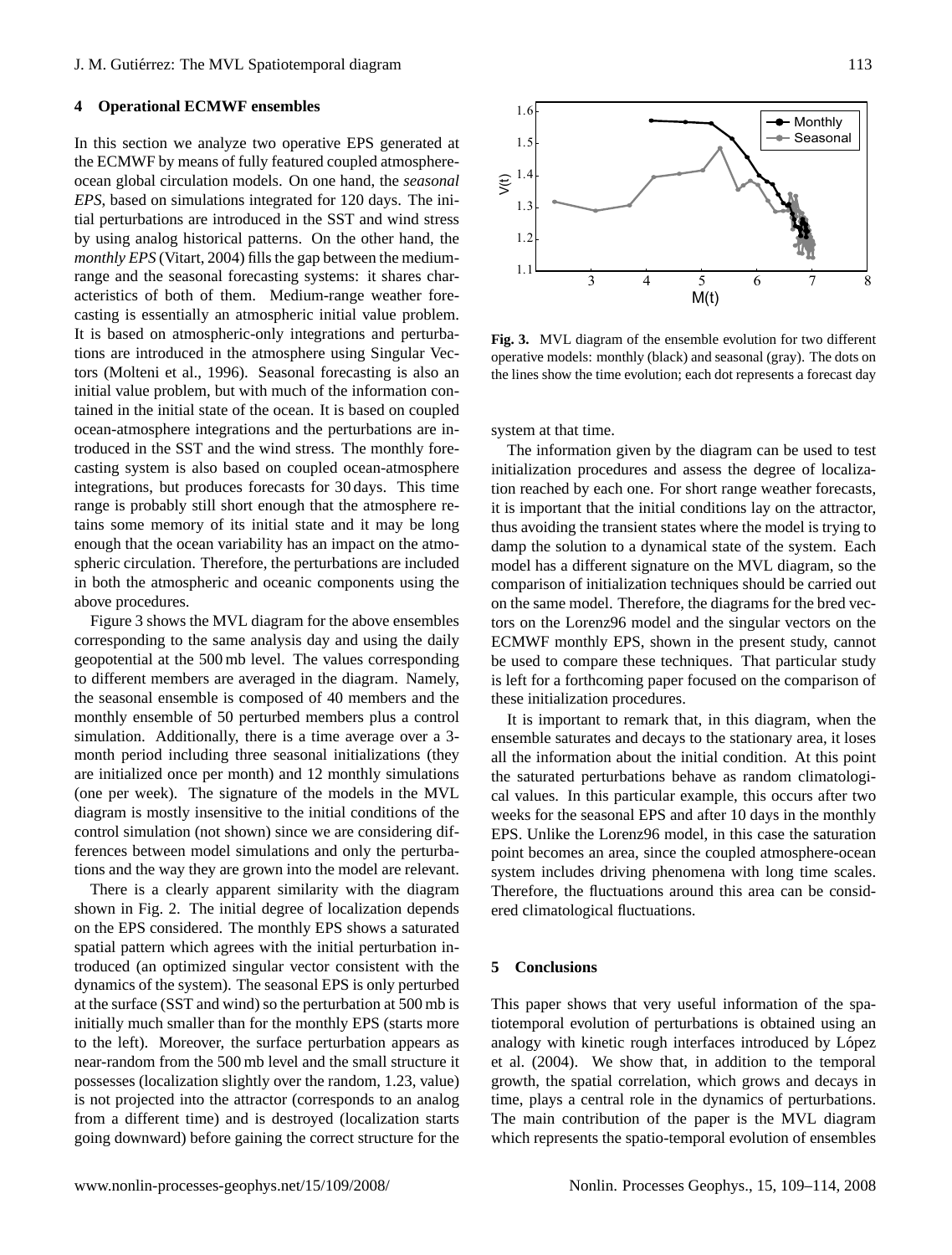## 4 Operational ECMWF ensembles

In this section we analyze two operative EPS generated at the ECMWF by means of fully featured coupled atmosphere-ocean global circulation models. On one hand, the *seasonal EPS*, based on simulations integrated for 120 days. The initial perturbations are introduced in the SST and wind stress by using analog historical patterns. On the other hand, the *monthly EPS* (Vitart, 2004) fills the gap between the medium-range and the seasonal forecasting systems: it shares characteristics of both of them. Medium-range weather forecasting is essentially an atmospheric initial value problem. It is based on atmospheric-only integrations and perturbations are introduced in the atmosphere using Singular Vectors (Molteni et al., 1996). Seasonal forecasting is also an initial value problem, but with much of the information contained in the initial state of the ocean. It is based on coupled ocean-atmosphere integrations and the perturbations are introduced in the SST and the wind stress. The monthly forecasting system is also based on coupled ocean-atmosphere integrations, but produces forecasts for 30 days. This time range is probably still short enough that the atmosphere retains some memory of its initial state and it may be long enough that the ocean variability has an impact on the atmospheric circulation. Therefore, the perturbations are included in both the atmospheric and oceanic components using the above procedures.

Figure 3 shows the MVL diagram for the above ensembles corresponding to the same analysis day and using the daily geopotential at the 500 mb level. The values corresponding to different members are averaged in the diagram. Namely, the seasonal ensemble is composed of 40 members and the monthly ensemble of 50 perturbed members plus a control simulation. Additionally, there is a time average over a 3-month period including three seasonal initializations (they are initialized once per month) and 12 monthly simulations (one per week). The signature of the models in the MVL diagram is mostly insensitive to the initial conditions of the control simulation (not shown) since we are considering differences between model simulations and only the perturbations and the way they are grown into the model are relevant.

There is a clearly apparent similarity with the diagram shown in Fig. 2. The initial degree of localization depends on the EPS considered. The monthly EPS shows a saturated spatial pattern which agrees with the initial perturbation introduced (an optimized singular vector consistent with the dynamics of the system). The seasonal EPS is only perturbed at the surface (SST and wind) so the perturbation at 500 mb is initially much smaller than for the monthly EPS (starts more to the left). Moreover, the surface perturbation appears as near-random from the 500 mb level and the small structure it possesses (localization slightly over the random, 1.23, value) is not projected into the attractor (corresponds to an analog from a different time) and is destroyed (localization starts going downward) before gaining the correct structure for the system at that time.

**Fig. 3.** MVL diagram of the ensemble evolution for two different operative models: monthly (black) and seasonal (gray). The dots on the lines show the time evolution; each dot represents a forecast day

The information given by the diagram can be used to test initialization procedures and assess the degree of localization reached by each one. For short range weather forecasts, it is important that the initial conditions lay on the attractor, thus avoiding the transient states where the model is trying to damp the solution to a dynamical state of the system. Each model has a different signature on the MVL diagram, so the comparison of initialization techniques should be carried out on the same model. Therefore, the diagrams for the bred vectors on the Lorenz96 model and the singular vectors on the ECMWF monthly EPS, shown in the present study, cannot be used to compare these techniques. That particular study is left for a forthcoming paper focused on the comparison of these initialization procedures.

It is important to remark that, in this diagram, when the ensemble saturates and decays to the stationary area, it loses all the information about the initial condition. At this point the saturated perturbations behave as random climatological values. In this particular example, this occurs after two weeks for the seasonal EPS and after 10 days in the monthly EPS. Unlike the Lorenz96 model, in this case the saturation point becomes an area, since the coupled atmosphere-ocean system includes driving phenomena with long time scales. Therefore, the fluctuations around this area can be considered climatological fluctuations.

## 5 Conclusions

This paper shows that very useful information of the spatiotemporal evolution of perturbations is obtained using an analogy with kinetic rough interfaces introduced by López et al. (2004). We show that, in addition to the temporal growth, the spatial correlation, which grows and decays in time, plays a central role in the dynamics of perturbations. The main contribution of the paper is the MVL diagram which represents the spatio-temporal evolution of ensembles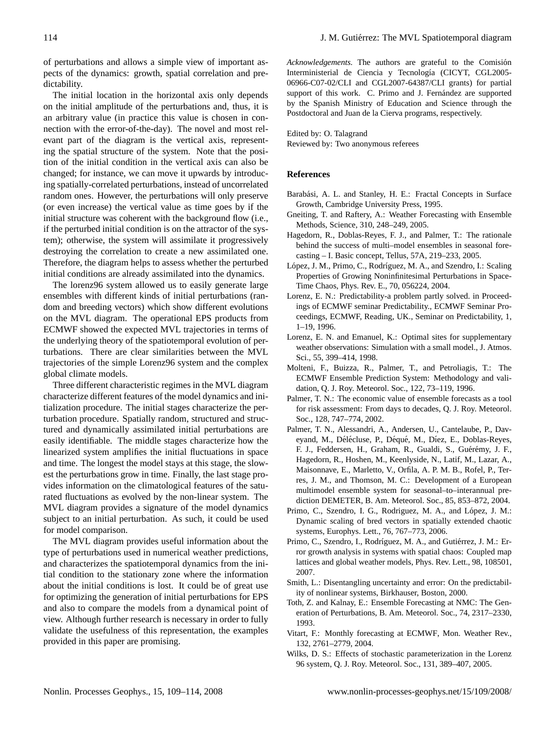of perturbations and allows a simple view of important aspects of the dynamics: growth, spatial correlation and predictability.

The initial location in the horizontal axis only depends on the initial amplitude of the perturbations and, thus, it is an arbitrary value (in practice this value is chosen in connection with the error-of-the-day). The novel and most relevant part of the diagram is the vertical axis, representing the spatial structure of the system. Note that the position of the initial condition in the vertical axis can also be changed; for instance, we can move it upwards by introducing spatially-correlated perturbations, instead of uncorrelated random ones. However, the perturbations will only preserve (or even increase) the vertical value as time goes by if the initial structure was coherent with the background flow (i.e., if the perturbed initial condition is on the attractor of the system); otherwise, the system will assimilate it progressively destroying the correlation to create a new assimilated one. Therefore, the diagram helps to assess whether the perturbed initial conditions are already assimilated into the dynamics.

The lorenz96 system allowed us to easily generate large ensembles with different kinds of initial perturbations (random and breeding vectors) which show different evolutions on the MVL diagram. The operational EPS products from ECMWF showed the expected MVL trajectories in terms of the underlying theory of the spatiotemporal evolution of perturbations. There are clear similarities between the MVL trajectories of the simple Lorenz96 system and the complex global climate models.

Three different characteristic regimes in the MVL diagram characterize different features of the model dynamics and initialization procedure. The initial stages characterize the perturbation procedure. Spatially random, structured and structured and dynamically assimilated initial perturbations are easily identifiable. The middle stages characterize how the linearized system amplifies the initial fluctuations in space and time. The longest the model stays at this stage, the slowest the perturbations grow in time. Finally, the last stage provides information on the climatological features of the saturated fluctuations as evolved by the non-linear system. The MVL diagram provides a signature of the model dynamics subject to an initial perturbation. As such, it could be used for model comparison.

The MVL diagram provides useful information about the type of perturbations used in numerical weather predictions, and characterizes the spatiotemporal dynamics from the initial condition to the stationary zone where the information about the initial conditions is lost. It could be of great use for optimizing the generation of initial perturbations for EPS and also to compare the models from a dynamical point of view. Although further research is necessary in order to fully validate the usefulness of this representation, the examples provided in this paper are promising.

*Acknowledgements.* The authors are grateful to the Comisión Interministerial de Ciencia y Tecnología (CICYT, CGL2005-06966-C07-02/CLI and CGL2007-64387/CLI grants) for partial support of this work. C. Primo and J. Fernández are supported by the Spanish Ministry of Education and Science through the Postdoctoral and Juan de la Cierva programs, respectively.

Edited by: O. Talagrand
Reviewed by: Two anonymous referees

## References

Barabási, A. L. and Stanley, H. E.: Fractal Concepts in Surface Growth, Cambridge University Press, 1995.

Gneiting, T. and Raftery, A.: Weather Forecasting with Ensemble Methods, Science, 310, 248–249, 2005.

Hagedorn, R., Doblas-Reyes, F. J., and Palmer, T.: The rationale behind the success of multi–model ensembles in seasonal forecasting – I. Basic concept, Tellus, 57A, 219–233, 2005.

López, J. M., Primo, C., Rodríguez, M. A., and Szendro, I.: Scaling Properties of Growing Noninfinitesimal Perturbations in Space-Time Chaos, Phys. Rev. E., 70, 056224, 2004.

Lorenz, E. N.: Predictability-a problem partly solved. in Proceedings of ECMWF seminar Predictability., ECMWF Seminar Proceedings, ECMWF, Reading, UK., Seminar on Predictability, 1, 1–19, 1996.

Lorenz, E. N. and Emanuel, K.: Optimal sites for supplementary weather observations: Simulation with a small model., J. Atmos. Sci., 55, 399–414, 1998.

Molteni, F., Buizza, R., Palmer, T., and Petroliagis, T.: The ECMWF Ensemble Prediction System: Methodology and validation, Q. J. Roy. Meteorol. Soc., 122, 73–119, 1996.

Palmer, T. N.: The economic value of ensemble forecasts as a tool for risk assessment: From days to decades, Q. J. Roy. Meteorol. Soc., 128, 747–774, 2002.

Palmer, T. N., Alessandri, A., Andersen, U., Cantelaube, P., Daveyand, M., Délécluse, P., Déqué, M., Díez, E., Doblas-Reyes, F. J., Feddersen, H., Graham, R., Gualdi, S., Guérémy, J. F., Hagedorn, R., Hoshen, M., Keenlyside, N., Latif, M., Lazar, A., Maisonnave, E., Marletto, V., Orfila, A. P. M. B., Rofel, P., Terres, J. M., and Thomson, M. C.: Development of a European multimodel ensemble system for seasonal–to–interannual prediction DEMETER, B. Am. Meteorol. Soc., 85, 853–872, 2004.

Primo, C., Szendro, I. G., Rodriguez, M. A., and López, J. M.: Dynamic scaling of bred vectors in spatially extended chaotic systems, Europhys. Lett., 76, 767–773, 2006.

Primo, C., Szendro, I., Rodríguez, M. A., and Gutiérrez, J. M.: Error growth analysis in systems with spatial chaos: Coupled map lattices and global weather models, Phys. Rev. Lett., 98, 108501, 2007.

Smith, L.: Disentangling uncertainty and error: On the predictability of nonlinear systems, Birkhauser, Boston, 2000.

Toth, Z. and Kalnay, E.: Ensemble Forecasting at NMC: The Generation of Perturbations, B. Am. Meteorol. Soc., 74, 2317–2330, 1993.

Vitart, F.: Monthly forecasting at ECMWF, Mon. Weather Rev., 132, 2761–2779, 2004.

Wilks, D. S.: Effects of stochastic parameterization in the Lorenz 96 system, Q. J. Roy. Meteorol. Soc., 131, 389–407, 2005.